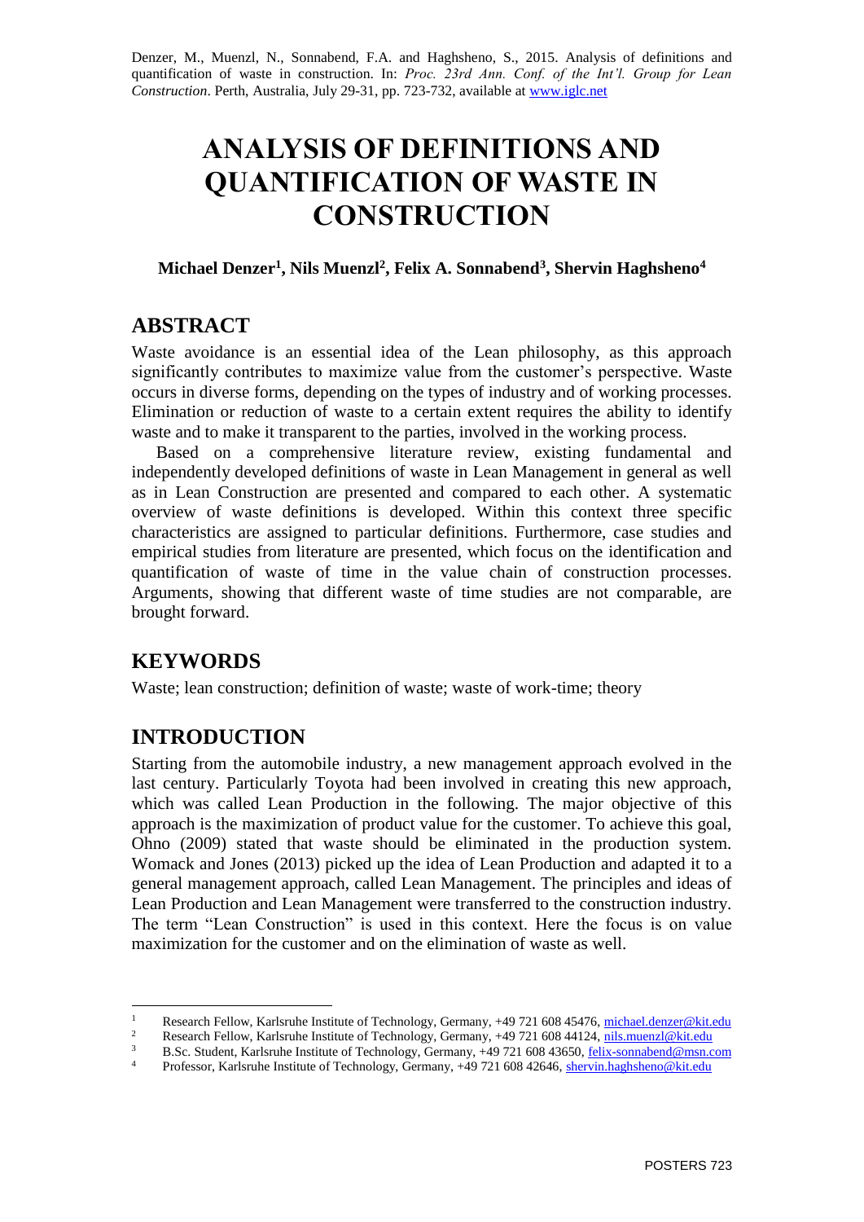Denzer, M., Muenzl, N., Sonnabend, F.A. and Haghsheno, S., 2015. Analysis of definitions and quantification of waste in construction. In: *Proc. 23rd Ann. Conf. of the Int'l. Group for Lean Construction*. Perth, Australia, July 29-31, pp. 723-732, available at www.iglc.net

# ANALYSIS OF DEFINITIONS AND QUANTIFICATION OF WASTE IN CONSTRUCTION

**Michael Denzer[1], Nils Muenzl[2], Felix A. Sonnabend[3], Shervin Haghsheno[4]**

## ABSTRACT

Waste avoidance is an essential idea of the Lean philosophy, as this approach significantly contributes to maximize value from the customer's perspective. Waste occurs in diverse forms, depending on the types of industry and of working processes. Elimination or reduction of waste to a certain extent requires the ability to identify waste and to make it transparent to the parties, involved in the working process.

Based on a comprehensive literature review, existing fundamental and independently developed definitions of waste in Lean Management in general as well as in Lean Construction are presented and compared to each other. A systematic overview of waste definitions is developed. Within this context three specific characteristics are assigned to particular definitions. Furthermore, case studies and empirical studies from literature are presented, which focus on the identification and quantification of waste of time in the value chain of construction processes. Arguments, showing that different waste of time studies are not comparable, are brought forward.

## KEYWORDS

Waste; lean construction; definition of waste; waste of work-time; theory

## INTRODUCTION

Starting from the automobile industry, a new management approach evolved in the last century. Particularly Toyota had been involved in creating this new approach, which was called Lean Production in the following. The major objective of this approach is the maximization of product value for the customer. To achieve this goal, Ohno (2009) stated that waste should be eliminated in the production system. Womack and Jones (2013) picked up the idea of Lean Production and adapted it to a general management approach, called Lean Management. The principles and ideas of Lean Production and Lean Management were transferred to the construction industry. The term "Lean Construction" is used in this context. Here the focus is on value maximization for the customer and on the elimination of waste as well.

[1] Research Fellow, Karlsruhe Institute of Technology, Germany, +49 721 608 45476, michael.denzer@kit.edu

[2] Research Fellow, Karlsruhe Institute of Technology, Germany, +49 721 608 44124, nils.muenzl@kit.edu

[3] B.Sc. Student, Karlsruhe Institute of Technology, Germany, +49 721 608 43650, felix-sonnabend@msn.com

[4] Professor, Karlsruhe Institute of Technology, Germany, +49 721 608 42646, shervin.haghsheno@kit.edu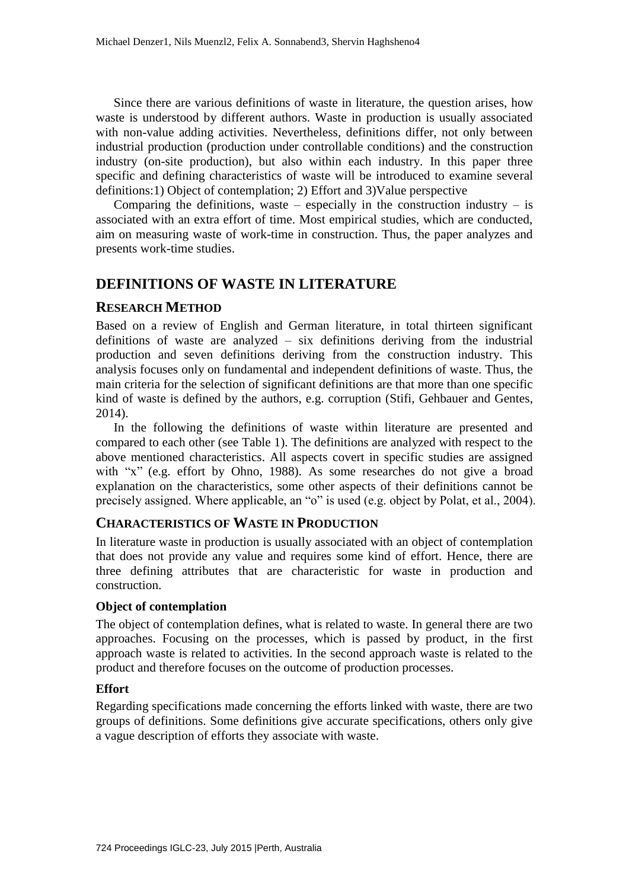Since there are various definitions of waste in literature, the question arises, how waste is understood by different authors. Waste in production is usually associated with non-value adding activities. Nevertheless, definitions differ, not only between industrial production (production under controllable conditions) and the construction industry (on-site production), but also within each industry. In this paper three specific and defining characteristics of waste will be introduced to examine several definitions:1) Object of contemplation; 2) Effort and 3)Value perspective

Comparing the definitions, waste – especially in the construction industry – is associated with an extra effort of time. Most empirical studies, which are conducted, aim on measuring waste of work-time in construction. Thus, the paper analyzes and presents work-time studies.

# DEFINITIONS OF WASTE IN LITERATURE

## RESEARCH METHOD

Based on a review of English and German literature, in total thirteen significant definitions of waste are analyzed – six definitions deriving from the industrial production and seven definitions deriving from the construction industry. This analysis focuses only on fundamental and independent definitions of waste. Thus, the main criteria for the selection of significant definitions are that more than one specific kind of waste is defined by the authors, e.g. corruption (Stifi, Gehbauer and Gentes, 2014).

In the following the definitions of waste within literature are presented and compared to each other (see Table 1). The definitions are analyzed with respect to the above mentioned characteristics. All aspects covert in specific studies are assigned with "x" (e.g. effort by Ohno, 1988). As some researches do not give a broad explanation on the characteristics, some other aspects of their definitions cannot be precisely assigned. Where applicable, an "o" is used (e.g. object by Polat, et al., 2004).

## CHARACTERISTICS OF WASTE IN PRODUCTION

In literature waste in production is usually associated with an object of contemplation that does not provide any value and requires some kind of effort. Hence, there are three defining attributes that are characteristic for waste in production and construction.

### Object of contemplation

The object of contemplation defines, what is related to waste. In general there are two approaches. Focusing on the processes, which is passed by product, in the first approach waste is related to activities. In the second approach waste is related to the product and therefore focuses on the outcome of production processes.

### Effort

Regarding specifications made concerning the efforts linked with waste, there are two groups of definitions. Some definitions give accurate specifications, others only give a vague description of efforts they associate with waste.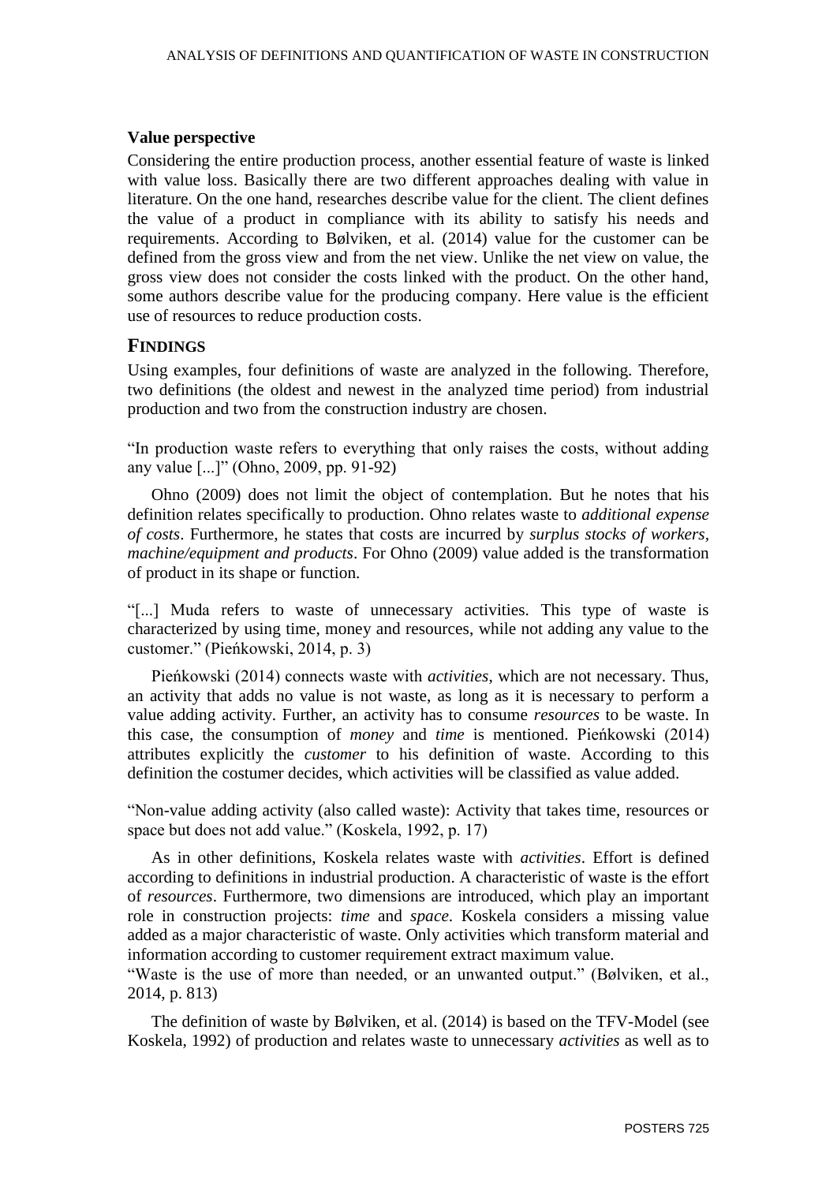**Value perspective**

Considering the entire production process, another essential feature of waste is linked with value loss. Basically there are two different approaches dealing with value in literature. On the one hand, researches describe value for the client. The client defines the value of a product in compliance with its ability to satisfy his needs and requirements. According to Bølviken, et al. (2014) value for the customer can be defined from the gross view and from the net view. Unlike the net view on value, the gross view does not consider the costs linked with the product. On the other hand, some authors describe value for the producing company. Here value is the efficient use of resources to reduce production costs.

## FINDINGS

Using examples, four definitions of waste are analyzed in the following. Therefore, two definitions (the oldest and newest in the analyzed time period) from industrial production and two from the construction industry are chosen.

"In production waste refers to everything that only raises the costs, without adding any value [...]" (Ohno, 2009, pp. 91-92)

Ohno (2009) does not limit the object of contemplation. But he notes that his definition relates specifically to production. Ohno relates waste to *additional expense of costs*. Furthermore, he states that costs are incurred by *surplus stocks of workers, machine/equipment and products*. For Ohno (2009) value added is the transformation of product in its shape or function.

"[...] Muda refers to waste of unnecessary activities. This type of waste is characterized by using time, money and resources, while not adding any value to the customer." (Pieńkowski, 2014, p. 3)

Pieńkowski (2014) connects waste with *activities*, which are not necessary. Thus, an activity that adds no value is not waste, as long as it is necessary to perform a value adding activity. Further, an activity has to consume *resources* to be waste. In this case, the consumption of *money* and *time* is mentioned. Pieńkowski (2014) attributes explicitly the *customer* to his definition of waste. According to this definition the costumer decides, which activities will be classified as value added.

"Non-value adding activity (also called waste): Activity that takes time, resources or space but does not add value." (Koskela, 1992, p. 17)

As in other definitions, Koskela relates waste with *activities*. Effort is defined according to definitions in industrial production. A characteristic of waste is the effort of *resources*. Furthermore, two dimensions are introduced, which play an important role in construction projects: *time* and *space*. Koskela considers a missing value added as a major characteristic of waste. Only activities which transform material and information according to customer requirement extract maximum value.

"Waste is the use of more than needed, or an unwanted output." (Bølviken, et al., 2014, p. 813)

The definition of waste by Bølviken, et al. (2014) is based on the TFV-Model (see Koskela, 1992) of production and relates waste to unnecessary *activities* as well as to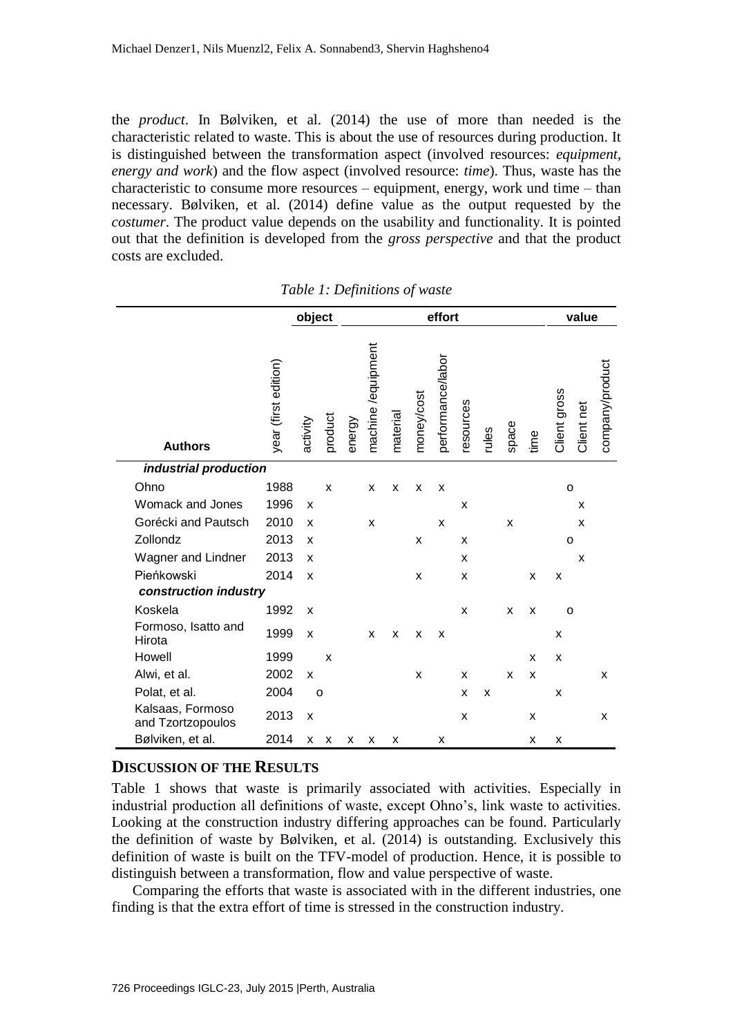the *product*. In Bølviken, et al. (2014) the use of more than needed is the characteristic related to waste. This is about the use of resources during production. It is distinguished between the transformation aspect (involved resources: *equipment, energy and work*) and the flow aspect (involved resource: *time*). Thus, waste has the characteristic to consume more resources – equipment, energy, work und time – than necessary. Bølviken, et al. (2014) define value as the output requested by the *costumer*. The product value depends on the usability and functionality. It is pointed out that the definition is developed from the *gross perspective* and that the product costs are excluded.

*Table 1: Definitions of waste*

| | | object | | effort | | | | | | | | | | value | | |
|---|---|---|---|---|---|---|---|---|---|---|---|---|---|---|---|---|
| **Authors** | year (first edition) | activity | product | energy | machine /equipment | material | money/cost | performance/labor | resources | rules | space | time | Client gross | Client net | company/product |
| ***industrial production*** | | | | | | | | | | | | | | | |
| Ohno | 1988 | | x | | x | x | x | x | | | | | o | | |
| Womack and Jones | 1996 | x | | | | | | | x | | | | | x | |
| Gorécki and Pautsch | 2010 | x | | | x | | | x | | | x | | | x | |
| Zollondz | 2013 | x | | | | | x | | x | | | | o | | |
| Wagner and Lindner | 2013 | x | | | | | | | x | | | | | x | |
| Pieńkowski | 2014 | x | | | | | x | | x | | | x | x | | |
| ***construction industry*** | | | | | | | | | | | | | | | |
| Koskela | 1992 | x | | | | | | | x | | x | x | o | | |
| Formoso, Isatto and Hirota | 1999 | x | | | x | x | x | x | | | | | x | | |
| Howell | 1999 | | x | | | | | | | | | x | x | | |
| Alwi, et al. | 2002 | x | | | | | x | | x | | x | x | | | x |
| Polat, et al. | 2004 | o | | | | | | | x | x | | | x | | |
| Kalsaas, Formoso and Tzortzopoulos | 2013 | x | | | | | | | x | | | x | | | x |
| Bølviken, et al. | 2014 | x | x | x | x | x | | x | | | | x | x | | |

## Discussion of the Results

Table 1 shows that waste is primarily associated with activities. Especially in industrial production all definitions of waste, except Ohno's, link waste to activities. Looking at the construction industry differing approaches can be found. Particularly the definition of waste by Bølviken, et al. (2014) is outstanding. Exclusively this definition of waste is built on the TFV-model of production. Hence, it is possible to distinguish between a transformation, flow and value perspective of waste.

Comparing the efforts that waste is associated with in the different industries, one finding is that the extra effort of time is stressed in the construction industry.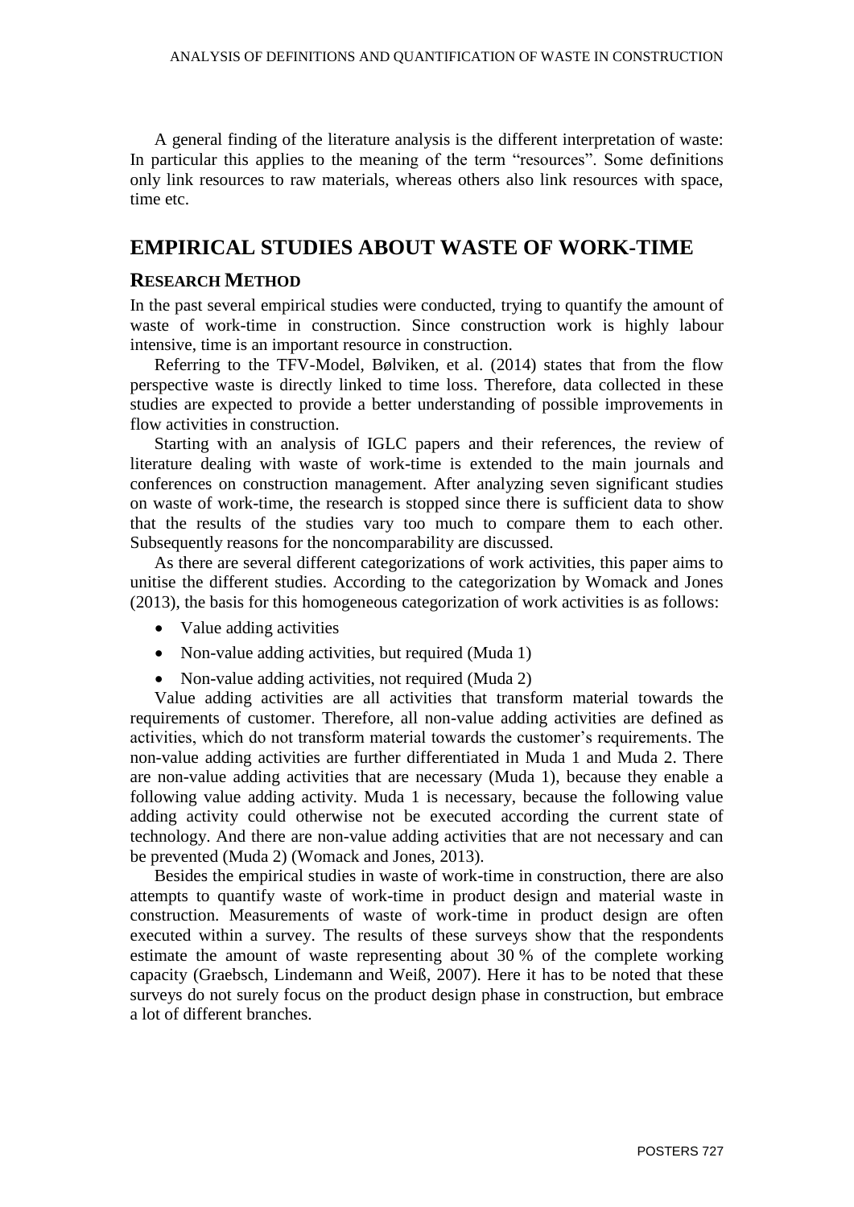A general finding of the literature analysis is the different interpretation of waste: In particular this applies to the meaning of the term "resources". Some definitions only link resources to raw materials, whereas others also link resources with space, time etc.

# EMPIRICAL STUDIES ABOUT WASTE OF WORK-TIME

## RESEARCH METHOD

In the past several empirical studies were conducted, trying to quantify the amount of waste of work-time in construction. Since construction work is highly labour intensive, time is an important resource in construction.

Referring to the TFV-Model, Bølviken, et al. (2014) states that from the flow perspective waste is directly linked to time loss. Therefore, data collected in these studies are expected to provide a better understanding of possible improvements in flow activities in construction.

Starting with an analysis of IGLC papers and their references, the review of literature dealing with waste of work-time is extended to the main journals and conferences on construction management. After analyzing seven significant studies on waste of work-time, the research is stopped since there is sufficient data to show that the results of the studies vary too much to compare them to each other. Subsequently reasons for the noncomparability are discussed.

As there are several different categorizations of work activities, this paper aims to unitise the different studies. According to the categorization by Womack and Jones (2013), the basis for this homogeneous categorization of work activities is as follows:

- Value adding activities
- Non-value adding activities, but required (Muda 1)
- Non-value adding activities, not required (Muda 2)

Value adding activities are all activities that transform material towards the requirements of customer. Therefore, all non-value adding activities are defined as activities, which do not transform material towards the customer's requirements. The non-value adding activities are further differentiated in Muda 1 and Muda 2. There are non-value adding activities that are necessary (Muda 1), because they enable a following value adding activity. Muda 1 is necessary, because the following value adding activity could otherwise not be executed according the current state of technology. And there are non-value adding activities that are not necessary and can be prevented (Muda 2) (Womack and Jones, 2013).

Besides the empirical studies in waste of work-time in construction, there are also attempts to quantify waste of work-time in product design and material waste in construction. Measurements of waste of work-time in product design are often executed within a survey. The results of these surveys show that the respondents estimate the amount of waste representing about 30 % of the complete working capacity (Graebsch, Lindemann and Weiß, 2007). Here it has to be noted that these surveys do not surely focus on the product design phase in construction, but embrace a lot of different branches.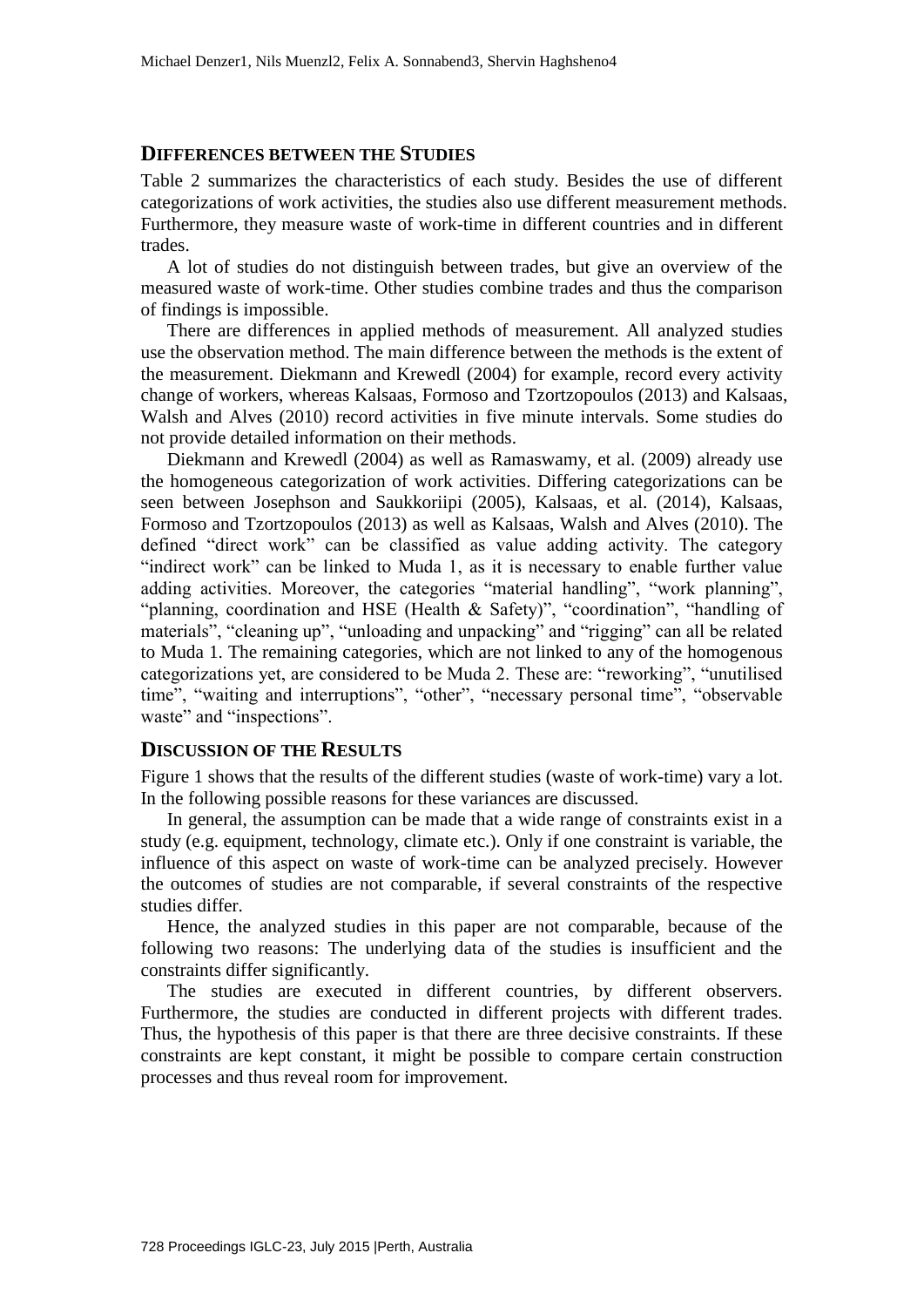## DIFFERENCES BETWEEN THE STUDIES

Table 2 summarizes the characteristics of each study. Besides the use of different categorizations of work activities, the studies also use different measurement methods. Furthermore, they measure waste of work-time in different countries and in different trades.

A lot of studies do not distinguish between trades, but give an overview of the measured waste of work-time. Other studies combine trades and thus the comparison of findings is impossible.

There are differences in applied methods of measurement. All analyzed studies use the observation method. The main difference between the methods is the extent of the measurement. Diekmann and Krewedl (2004) for example, record every activity change of workers, whereas Kalsaas, Formoso and Tzortzopoulos (2013) and Kalsaas, Walsh and Alves (2010) record activities in five minute intervals. Some studies do not provide detailed information on their methods.

Diekmann and Krewedl (2004) as well as Ramaswamy, et al. (2009) already use the homogeneous categorization of work activities. Differing categorizations can be seen between Josephson and Saukkoriipi (2005), Kalsaas, et al. (2014), Kalsaas, Formoso and Tzortzopoulos (2013) as well as Kalsaas, Walsh and Alves (2010). The defined "direct work" can be classified as value adding activity. The category "indirect work" can be linked to Muda 1, as it is necessary to enable further value adding activities. Moreover, the categories "material handling", "work planning", "planning, coordination and HSE (Health & Safety)", "coordination", "handling of materials", "cleaning up", "unloading and unpacking" and "rigging" can all be related to Muda 1. The remaining categories, which are not linked to any of the homogenous categorizations yet, are considered to be Muda 2. These are: "reworking", "unutilised time", "waiting and interruptions", "other", "necessary personal time", "observable waste" and "inspections".

## DISCUSSION OF THE RESULTS

Figure 1 shows that the results of the different studies (waste of work-time) vary a lot. In the following possible reasons for these variances are discussed.

In general, the assumption can be made that a wide range of constraints exist in a study (e.g. equipment, technology, climate etc.). Only if one constraint is variable, the influence of this aspect on waste of work-time can be analyzed precisely. However the outcomes of studies are not comparable, if several constraints of the respective studies differ.

Hence, the analyzed studies in this paper are not comparable, because of the following two reasons: The underlying data of the studies is insufficient and the constraints differ significantly.

The studies are executed in different countries, by different observers. Furthermore, the studies are conducted in different projects with different trades. Thus, the hypothesis of this paper is that there are three decisive constraints. If these constraints are kept constant, it might be possible to compare certain construction processes and thus reveal room for improvement.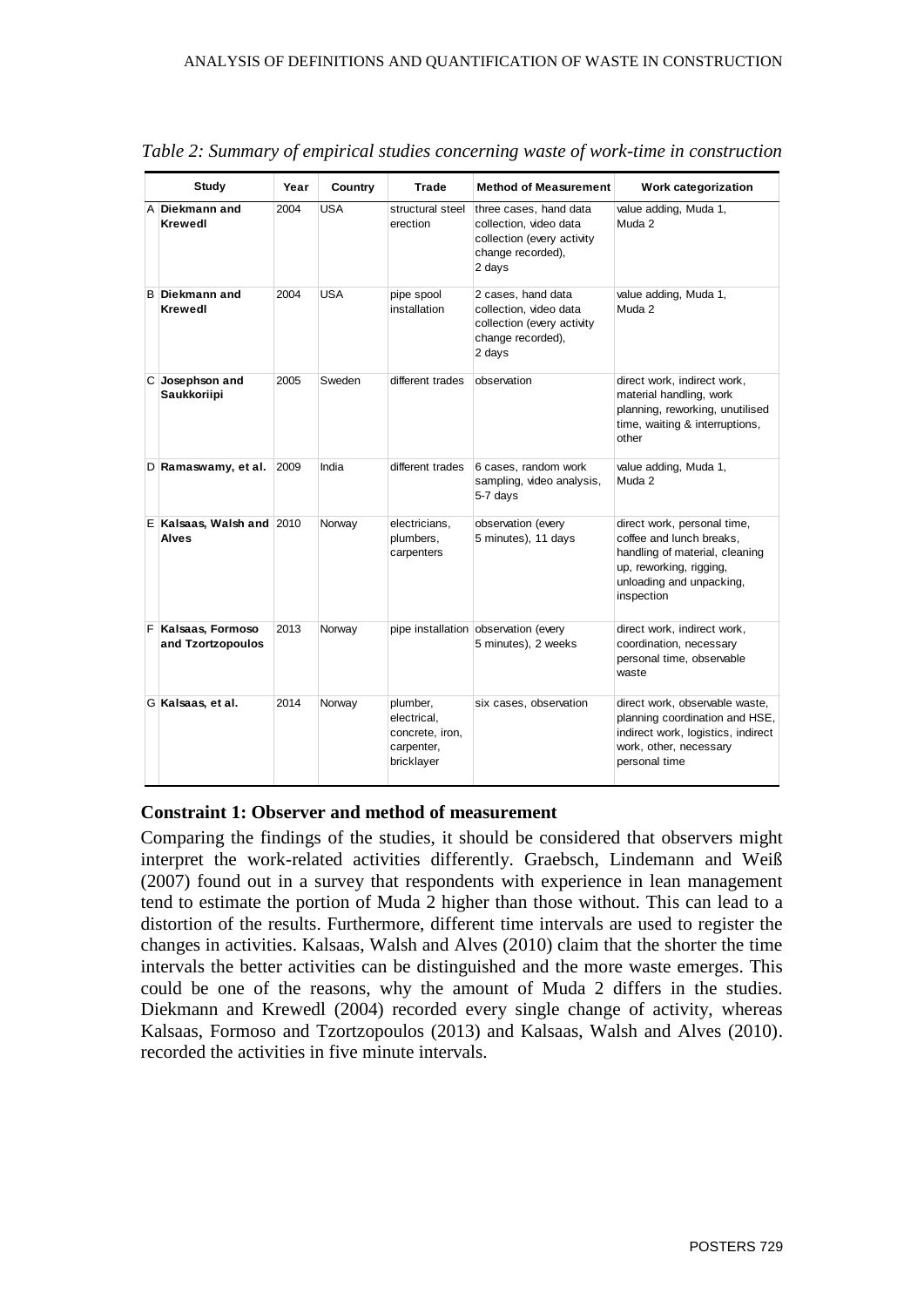*Table 2: Summary of empirical studies concerning waste of work-time in construction*

| | Study | Year | Country | Trade | Method of Measurement | Work categorization |
|---|---|---|---|---|---|---|
| A | **Diekmann and Krewedl** | 2004 | USA | structural steel erection | three cases, hand data collection, video data collection (every activity change recorded), 2 days | value adding, Muda 1, Muda 2 |
| B | **Diekmann and Krewedl** | 2004 | USA | pipe spool installation | 2 cases, hand data collection, video data collection (every activity change recorded), 2 days | value adding, Muda 1, Muda 2 |
| C | **Josephson and Saukkoriipi** | 2005 | Sweden | different trades | observation | direct work, indirect work, material handling, work planning, reworking, unutilised time, waiting & interruptions, other |
| D | **Ramaswamy, et al.** | 2009 | India | different trades | 6 cases, random work sampling, video analysis, 5-7 days | value adding, Muda 1, Muda 2 |
| E | **Kalsaas, Walsh and Alves** | 2010 | Norway | electricians, plumbers, carpenters | observation (every 5 minutes), 11 days | direct work, personal time, coffee and lunch breaks, handling of material, cleaning up, reworking, rigging, unloading and unpacking, inspection |
| F | **Kalsaas, Formoso and Tzortzopoulos** | 2013 | Norway | pipe installation | observation (every 5 minutes), 2 weeks | direct work, indirect work, coordination, necessary personal time, observable waste |
| G | **Kalsaas, et al.** | 2014 | Norway | plumber, electrical, concrete, iron, carpenter, bricklayer | six cases, observation | direct work, observable waste, planning coordination and HSE, indirect work, logistics, indirect work, other, necessary personal time |

### Constraint 1: Observer and method of measurement

Comparing the findings of the studies, it should be considered that observers might interpret the work-related activities differently. Graebsch, Lindemann and Weiß (2007) found out in a survey that respondents with experience in lean management tend to estimate the portion of Muda 2 higher than those without. This can lead to a distortion of the results. Furthermore, different time intervals are used to register the changes in activities. Kalsaas, Walsh and Alves (2010) claim that the shorter the time intervals the better activities can be distinguished and the more waste emerges. This could be one of the reasons, why the amount of Muda 2 differs in the studies. Diekmann and Krewedl (2004) recorded every single change of activity, whereas Kalsaas, Formoso and Tzortzopoulos (2013) and Kalsaas, Walsh and Alves (2010). recorded the activities in five minute intervals.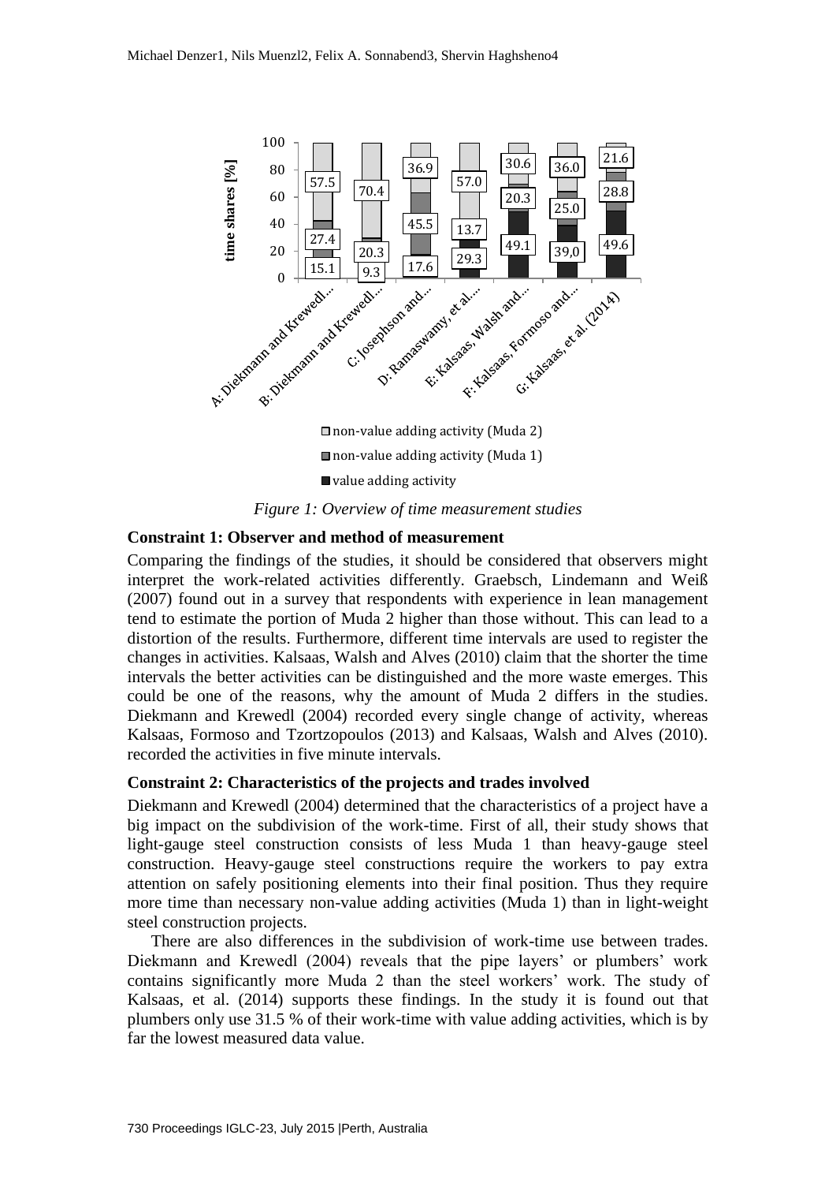*Figure 1: Overview of time measurement studies*

**Constraint 1: Observer and method of measurement**

Comparing the findings of the studies, it should be considered that observers might interpret the work-related activities differently. Graebsch, Lindemann and Weiß (2007) found out in a survey that respondents with experience in lean management tend to estimate the portion of Muda 2 higher than those without. This can lead to a distortion of the results. Furthermore, different time intervals are used to register the changes in activities. Kalsaas, Walsh and Alves (2010) claim that the shorter the time intervals the better activities can be distinguished and the more waste emerges. This could be one of the reasons, why the amount of Muda 2 differs in the studies. Diekmann and Krewedl (2004) recorded every single change of activity, whereas Kalsaas, Formoso and Tzortzopoulos (2013) and Kalsaas, Walsh and Alves (2010). recorded the activities in five minute intervals.

**Constraint 2: Characteristics of the projects and trades involved**

Diekmann and Krewedl (2004) determined that the characteristics of a project have a big impact on the subdivision of the work-time. First of all, their study shows that light-gauge steel construction consists of less Muda 1 than heavy-gauge steel construction. Heavy-gauge steel constructions require the workers to pay extra attention on safely positioning elements into their final position. Thus they require more time than necessary non-value adding activities (Muda 1) than in light-weight steel construction projects.

There are also differences in the subdivision of work-time use between trades. Diekmann and Krewedl (2004) reveals that the pipe layers' or plumbers' work contains significantly more Muda 2 than the steel workers' work. The study of Kalsaas, et al. (2014) supports these findings. In the study it is found out that plumbers only use 31.5 % of their work-time with value adding activities, which is by far the lowest measured data value.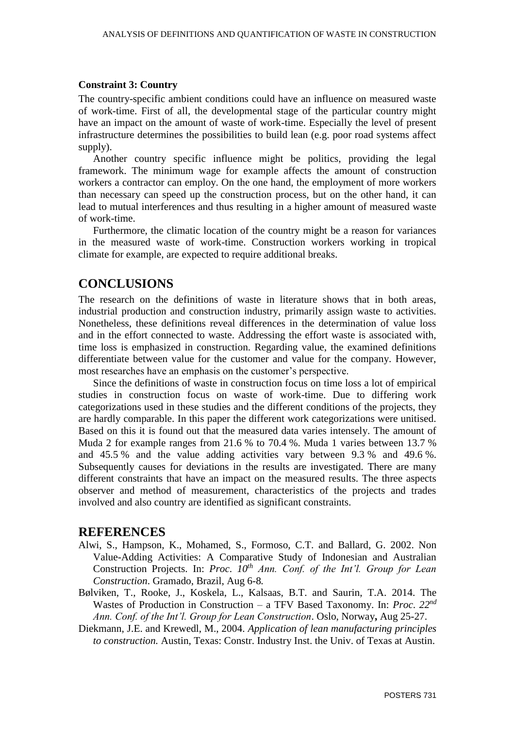**Constraint 3: Country**

The country-specific ambient conditions could have an influence on measured waste of work-time. First of all, the developmental stage of the particular country might have an impact on the amount of waste of work-time. Especially the level of present infrastructure determines the possibilities to build lean (e.g. poor road systems affect supply).

Another country specific influence might be politics, providing the legal framework. The minimum wage for example affects the amount of construction workers a contractor can employ. On the one hand, the employment of more workers than necessary can speed up the construction process, but on the other hand, it can lead to mutual interferences and thus resulting in a higher amount of measured waste of work-time.

Furthermore, the climatic location of the country might be a reason for variances in the measured waste of work-time. Construction workers working in tropical climate for example, are expected to require additional breaks.

## CONCLUSIONS

The research on the definitions of waste in literature shows that in both areas, industrial production and construction industry, primarily assign waste to activities. Nonetheless, these definitions reveal differences in the determination of value loss and in the effort connected to waste. Addressing the effort waste is associated with, time loss is emphasized in construction. Regarding value, the examined definitions differentiate between value for the customer and value for the company. However, most researches have an emphasis on the customer's perspective.

Since the definitions of waste in construction focus on time loss a lot of empirical studies in construction focus on waste of work-time. Due to differing work categorizations used in these studies and the different conditions of the projects, they are hardly comparable. In this paper the different work categorizations were unitised. Based on this it is found out that the measured data varies intensely. The amount of Muda 2 for example ranges from 21.6 % to 70.4 %. Muda 1 varies between 13.7 % and 45.5 % and the value adding activities vary between 9.3 % and 49.6 %. Subsequently causes for deviations in the results are investigated. There are many different constraints that have an impact on the measured results. The three aspects observer and method of measurement, characteristics of the projects and trades involved and also country are identified as significant constraints.

## REFERENCES

Alwi, S., Hampson, K., Mohamed, S., Formoso, C.T. and Ballard, G. 2002. Non Value-Adding Activities: A Comparative Study of Indonesian and Australian Construction Projects. In: *Proc. 10th Ann. Conf. of the Int'l. Group for Lean Construction*. Gramado, Brazil, Aug 6-8.

Bølviken, T., Rooke, J., Koskela, L., Kalsaas, B.T. and Saurin, T.A. 2014. The Wastes of Production in Construction – a TFV Based Taxonomy. In: *Proc. 22nd Ann. Conf. of the Int'l. Group for Lean Construction*. Oslo, Norway**,** Aug 25-27.

Diekmann, J.E. and Krewedl, M., 2004. *Application of lean manufacturing principles to construction.* Austin, Texas: Constr. Industry Inst. the Univ. of Texas at Austin.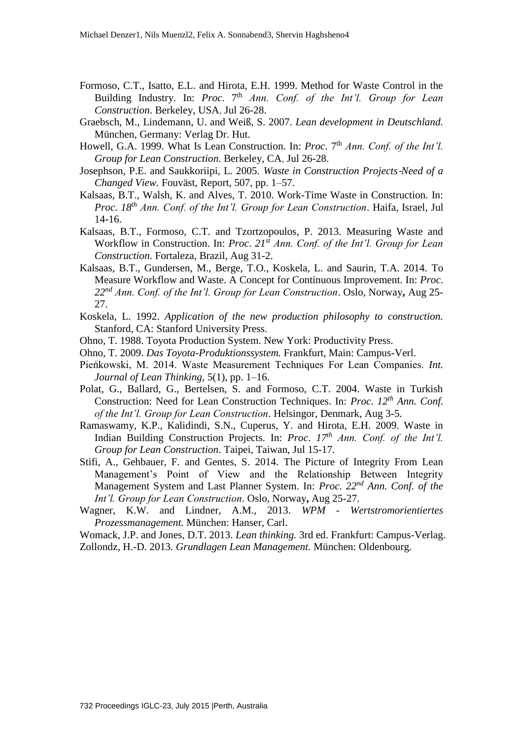Formoso, C.T., Isatto, E.L. and Hirota, E.H. 1999. Method for Waste Control in the Building Industry. In: *Proc*. 7th *Ann. Conf. of the Int'l. Group for Lean Construction*. Berkeley, USA, Jul 26-28.

Graebsch, M., Lindemann, U. and Weiß, S. 2007. *Lean development in Deutschland.* München, Germany: Verlag Dr. Hut.

Howell, G.A. 1999. What Is Lean Construction. In: *Proc*. 7th *Ann. Conf. of the Int'l. Group for Lean Construction*. Berkeley, CA, Jul 26-28.

Josephson, P.E. and Saukkoriipi, L. 2005. *Waste in Construction Projects-Need of a Changed View.* Fouväst, Report, 507, pp. 1–57.

Kalsaas, B.T., Walsh, K. and Alves, T. 2010. Work-Time Waste in Construction. In: *Proc*. *18th Ann. Conf. of the Int'l. Group for Lean Construction*. Haifa, Israel, Jul 14-16.

Kalsaas, B.T., Formoso, C.T. and Tzortzopoulos, P. 2013. Measuring Waste and Workflow in Construction. In: *Proc*. *21st Ann. Conf. of the Int'l. Group for Lean Construction*. Fortaleza, Brazil, Aug 31-2.

Kalsaas, B.T., Gundersen, M., Berge, T.O., Koskela, L. and Saurin, T.A. 2014. To Measure Workflow and Waste. A Concept for Continuous Improvement. In: *Proc. 22nd Ann. Conf. of the Int'l. Group for Lean Construction*. Oslo, Norway**,** Aug 25-27.

Koskela, L. 1992. *Application of the new production philosophy to construction.* Stanford, CA: Stanford University Press.

Ohno, T. 1988. Toyota Production System. New York: Productivity Press.

Ohno, T. 2009. *Das Toyota-Produktionssystem.* Frankfurt, Main: Campus-Verl.

Pieńkowski, M. 2014. Waste Measurement Techniques For Lean Companies. *Int. Journal of Lean Thinking*, 5(1), pp. 1–16.

Polat, G., Ballard, G., Bertelsen, S. and Formoso, C.T. 2004. Waste in Turkish Construction: Need for Lean Construction Techniques. In: *Proc*. *12th Ann. Conf. of the Int'l. Group for Lean Construction*. Helsingor, Denmark, Aug 3-5.

Ramaswamy, K.P., Kalidindi, S.N., Cuperus, Y. and Hirota, E.H. 2009. Waste in Indian Building Construction Projects. In: *Proc*. *17th Ann. Conf. of the Int'l. Group for Lean Construction*. Taipei, Taiwan, Jul 15-17.

Stifi, A., Gehbauer, F. and Gentes, S. 2014. The Picture of Integrity From Lean Management's Point of View and the Relationship Between Integrity Management System and Last Planner System. In: *Proc*. *22nd Ann. Conf. of the Int'l. Group for Lean Construction*. Oslo, Norway**,** Aug 25-27.

Wagner, K.W. and Lindner, A.M., 2013. *WPM - Wertstromorientiertes Prozessmanagement.* München: Hanser, Carl.

Womack, J.P. and Jones, D.T. 2013. *Lean thinking.* 3rd ed. Frankfurt: Campus-Verlag.

Zollondz, H.-D. 2013. *Grundlagen Lean Management.* München: Oldenbourg.